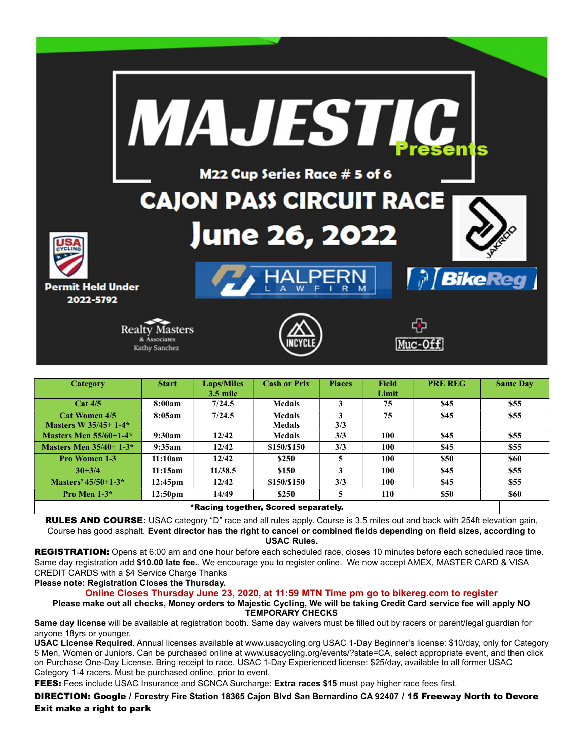# MAJESTIC Presents

## M22 Cup Series Race # 5 of 6

# CAJON PASS CIRCUIT RACE

## June 26, 2022

Permit Held Under 2022-5792

HALPERN LAW FIRM | BikeReg | JAKROO | Realty Masters & Associates Kathy Sanchez | INCYCLE | Muc-Off

| Category | Start | Laps/Miles 3.5 mile | Cash or Prix | Places | Field Limit | PRE REG | Same Day |
|---|---|---|---|---|---|---|---|
| Cat 4/5 | 8:00am | 7/24.5 | Medals | 3 | 75 | $45 | $55 |
| Cat Women 4/5 Masters W 35/45+ 1-4* | 8:05am | 7/24.5 | Medals Medals | 3 3/3 | 75 | $45 | $55 |
| Masters Men 55/60+1-4* | 9:30am | 12/42 | Medals | 3/3 | 100 | $45 | $55 |
| Masters Men 35/40+ 1-3* | 9:35am | 12/42 | $150/$150 | 3/3 | 100 | $45 | $55 |
| Pro Women 1-3 | 11:10am | 12/42 | $250 | 5 | 100 | $50 | $60 |
| 30+3/4 | 11:15am | 11/38.5 | $150 | 3 | 100 | $45 | $55 |
| Masters' 45/50+1-3* | 12:45pm | 12/42 | $150/$150 | 3/3 | 100 | $45 | $55 |
| Pro Men 1-3* | 12:50pm | 14/49 | $250 | 5 | 110 | $50 | $60 |

*Racing together, Scored separately.

**RULES AND COURSE**: USAC category "D" race and all rules apply. Course is 3.5 miles out and back with 254ft elevation gain, Course has good asphalt. **Event director has the right to cancel or combined fields depending on field sizes, according to USAC Rules.**

**REGISTRATION:** Opens at 6:00 am and one hour before each scheduled race, closes 10 minutes before each scheduled race time. Same day registration add **$10.00 late fee.**. We encourage you to register online. We now accept AMEX, MASTER CARD & VISA CREDIT CARDS with a $4 Service Charge Thanks

**Please note: Registration Closes the Thursday.**

**Online Closes Thursday June 23, 2020, at 11:59 MTN Time pm go to bikereg.com to register**

**Please make out all checks, Money orders to Majestic Cycling, We will be taking Credit Card service fee will apply NO TEMPORARY CHECKS**

**Same day license** will be available at registration booth. Same day waivers must be filled out by racers or parent/legal guardian for anyone 18yrs or younger.

**USAC License Required**. Annual licenses available at www.usacycling.org USAC 1-Day Beginner's license: $10/day, only for Category 5 Men, Women or Juniors. Can be purchased online at www.usacycling.org/events/?state=CA, select appropriate event, and then click on Purchase One-Day License. Bring receipt to race. USAC 1-Day Experienced license: $25/day, available to all former USAC Category 1-4 racers. Must be purchased online, prior to event.

**FEES:** Fees include USAC Insurance and SCNCA Surcharge: **Extra races $15** must pay higher race fees first.

**DIRECTION: Google / Forestry Fire Station 18365 Cajon Blvd San Bernardino CA 92407 / 15 Freeway North to Devore Exit make a right to park**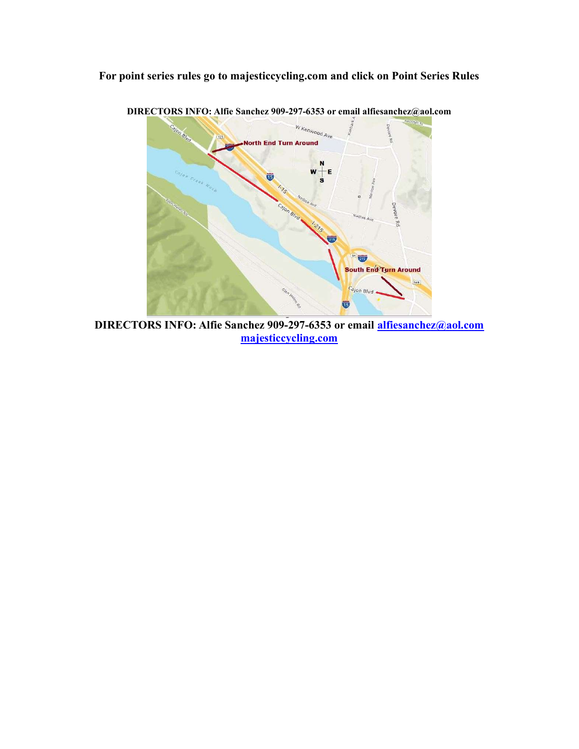**For point series rules go to majesticcycling.com and click on Point Series Rules**

**DIRECTORS INFO: Alfie Sanchez 909-297-6353 or email alfiesanchez@aol.com**

North End Turn Around

South End Turn Around

**DIRECTORS INFO: Alfie Sanchez 909-297-6353 or email [alfiesanchez@aol.com](mailto:alfiesanchez@aol.com)**
**[majesticcycling.com](http://majesticcycling.com)**